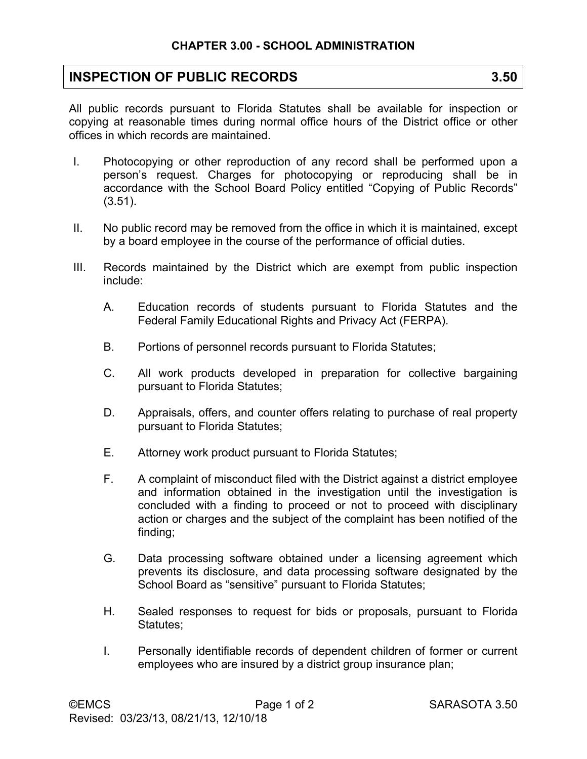## CHAPTER 3.00 - SCHOOL ADMINISTRATION

# INSPECTION OF PUBLIC RECORDS 3.50

All public records pursuant to Florida Statutes shall be available for inspection or copying at reasonable times during normal office hours of the District office or other offices in which records are maintained.

I. Photocopying or other reproduction of any record shall be performed upon a person's request. Charges for photocopying or reproducing shall be in accordance with the School Board Policy entitled "Copying of Public Records" (3.51).

II. No public record may be removed from the office in which it is maintained, except by a board employee in the course of the performance of official duties.

III. Records maintained by the District which are exempt from public inspection include:

   A. Education records of students pursuant to Florida Statutes and the Federal Family Educational Rights and Privacy Act (FERPA).

   B. Portions of personnel records pursuant to Florida Statutes;

   C. All work products developed in preparation for collective bargaining pursuant to Florida Statutes;

   D. Appraisals, offers, and counter offers relating to purchase of real property pursuant to Florida Statutes;

   E. Attorney work product pursuant to Florida Statutes;

   F. A complaint of misconduct filed with the District against a district employee and information obtained in the investigation until the investigation is concluded with a finding to proceed or not to proceed with disciplinary action or charges and the subject of the complaint has been notified of the finding;

   G. Data processing software obtained under a licensing agreement which prevents its disclosure, and data processing software designated by the School Board as "sensitive" pursuant to Florida Statutes;

   H. Sealed responses to request for bids or proposals, pursuant to Florida Statutes;

   I. Personally identifiable records of dependent children of former or current employees who are insured by a district group insurance plan;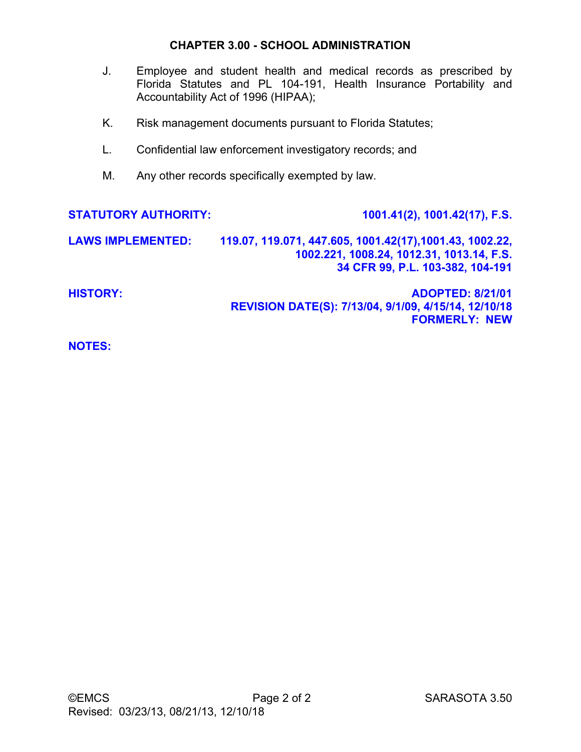J. Employee and student health and medical records as prescribed by Florida Statutes and PL 104-191, Health Insurance Portability and Accountability Act of 1996 (HIPAA);

K. Risk management documents pursuant to Florida Statutes;

L. Confidential law enforcement investigatory records; and

M. Any other records specifically exempted by law.

**STATUTORY AUTHORITY:** **1001.41(2), 1001.42(17), F.S.**

**LAWS IMPLEMENTED:** **119.07, 119.071, 447.605, 1001.42(17),1001.43, 1002.22, 1002.221, 1008.24, 1012.31, 1013.14, F.S. 34 CFR 99, P.L. 103-382, 104-191**

**HISTORY:** **ADOPTED: 8/21/01**
**REVISION DATE(S): 7/13/04, 9/1/09, 4/15/14, 12/10/18**
**FORMERLY: NEW**

**NOTES:**